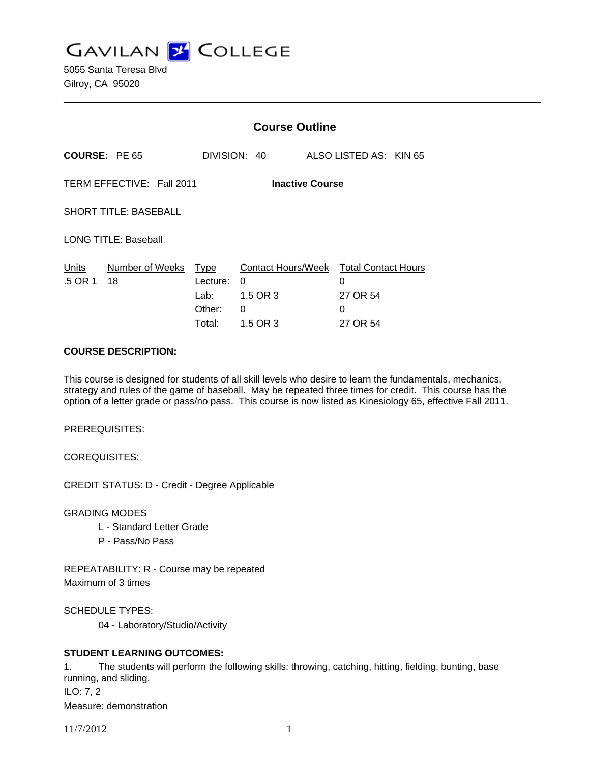# GAVILAN COLLEGE

5055 Santa Teresa Blvd
Gilroy, CA 95020

---

## Course Outline

**COURSE:** PE 65 DIVISION: 40 ALSO LISTED AS: KIN 65

TERM EFFECTIVE: Fall 2011 **Inactive Course**

SHORT TITLE: BASEBALL

LONG TITLE: Baseball

| Units | Number of Weeks | Type | Contact Hours/Week | Total Contact Hours |
|---|---|---|---|---|
| .5 OR 1 | 18 | Lecture: | 0 | 0 |
| | | Lab: | 1.5 OR 3 | 27 OR 54 |
| | | Other: | 0 | 0 |
| | | Total: | 1.5 OR 3 | 27 OR 54 |

**COURSE DESCRIPTION:**

This course is designed for students of all skill levels who desire to learn the fundamentals, mechanics, strategy and rules of the game of baseball. May be repeated three times for credit. This course has the option of a letter grade or pass/no pass. This course is now listed as Kinesiology 65, effective Fall 2011.

PREREQUISITES:

COREQUISITES:

CREDIT STATUS: D - Credit - Degree Applicable

GRADING MODES

- L - Standard Letter Grade
- P - Pass/No Pass

REPEATABILITY: R - Course may be repeated
Maximum of 3 times

SCHEDULE TYPES:

- 04 - Laboratory/Studio/Activity

**STUDENT LEARNING OUTCOMES:**

1. The students will perform the following skills: throwing, catching, hitting, fielding, bunting, base running, and sliding.
ILO: 7, 2
Measure: demonstration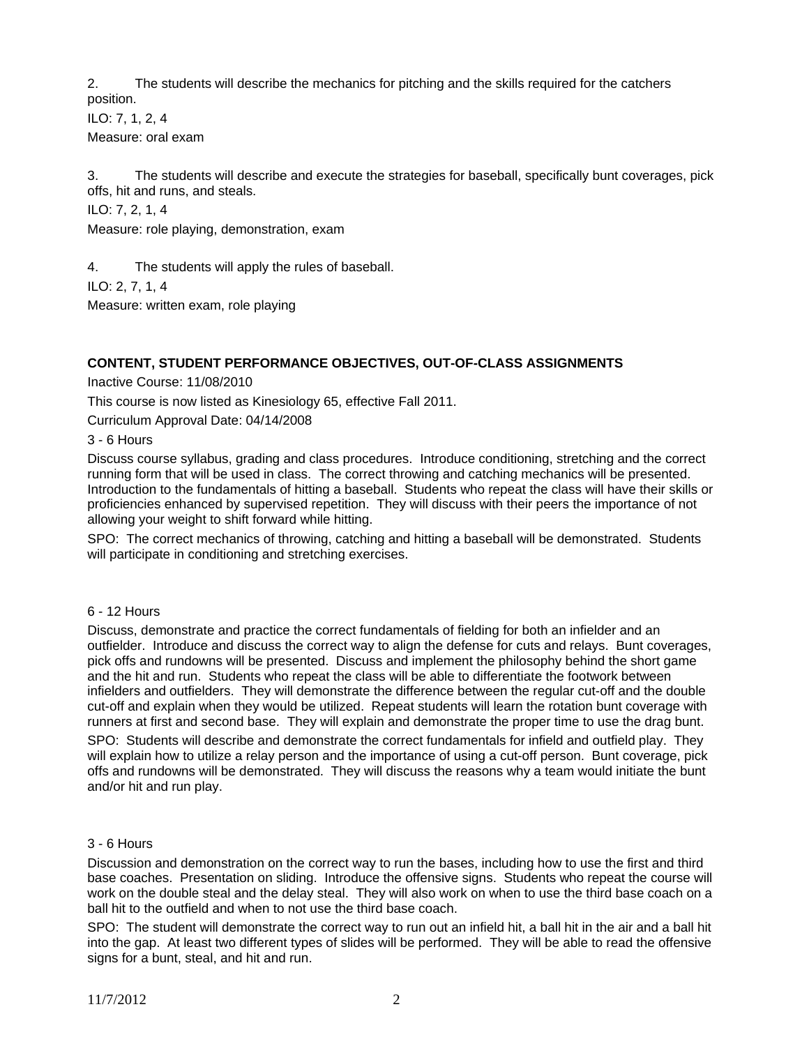2. The students will describe the mechanics for pitching and the skills required for the catchers position.

ILO: 7, 1, 2, 4

Measure: oral exam

3. The students will describe and execute the strategies for baseball, specifically bunt coverages, pick offs, hit and runs, and steals.

ILO: 7, 2, 1, 4

Measure: role playing, demonstration, exam

4. The students will apply the rules of baseball.

ILO: 2, 7, 1, 4

Measure: written exam, role playing

**CONTENT, STUDENT PERFORMANCE OBJECTIVES, OUT-OF-CLASS ASSIGNMENTS**

Inactive Course: 11/08/2010

This course is now listed as Kinesiology 65, effective Fall 2011.

Curriculum Approval Date: 04/14/2008

3 - 6 Hours

Discuss course syllabus, grading and class procedures. Introduce conditioning, stretching and the correct running form that will be used in class. The correct throwing and catching mechanics will be presented. Introduction to the fundamentals of hitting a baseball. Students who repeat the class will have their skills or proficiencies enhanced by supervised repetition. They will discuss with their peers the importance of not allowing your weight to shift forward while hitting.

SPO: The correct mechanics of throwing, catching and hitting a baseball will be demonstrated. Students will participate in conditioning and stretching exercises.

6 - 12 Hours

Discuss, demonstrate and practice the correct fundamentals of fielding for both an infielder and an outfielder. Introduce and discuss the correct way to align the defense for cuts and relays. Bunt coverages, pick offs and rundowns will be presented. Discuss and implement the philosophy behind the short game and the hit and run. Students who repeat the class will be able to differentiate the footwork between infielders and outfielders. They will demonstrate the difference between the regular cut-off and the double cut-off and explain when they would be utilized. Repeat students will learn the rotation bunt coverage with runners at first and second base. They will explain and demonstrate the proper time to use the drag bunt.

SPO: Students will describe and demonstrate the correct fundamentals for infield and outfield play. They will explain how to utilize a relay person and the importance of using a cut-off person. Bunt coverage, pick offs and rundowns will be demonstrated. They will discuss the reasons why a team would initiate the bunt and/or hit and run play.

3 - 6 Hours

Discussion and demonstration on the correct way to run the bases, including how to use the first and third base coaches. Presentation on sliding. Introduce the offensive signs. Students who repeat the course will work on the double steal and the delay steal. They will also work on when to use the third base coach on a ball hit to the outfield and when to not use the third base coach.

SPO: The student will demonstrate the correct way to run out an infield hit, a ball hit in the air and a ball hit into the gap. At least two different types of slides will be performed. They will be able to read the offensive signs for a bunt, steal, and hit and run.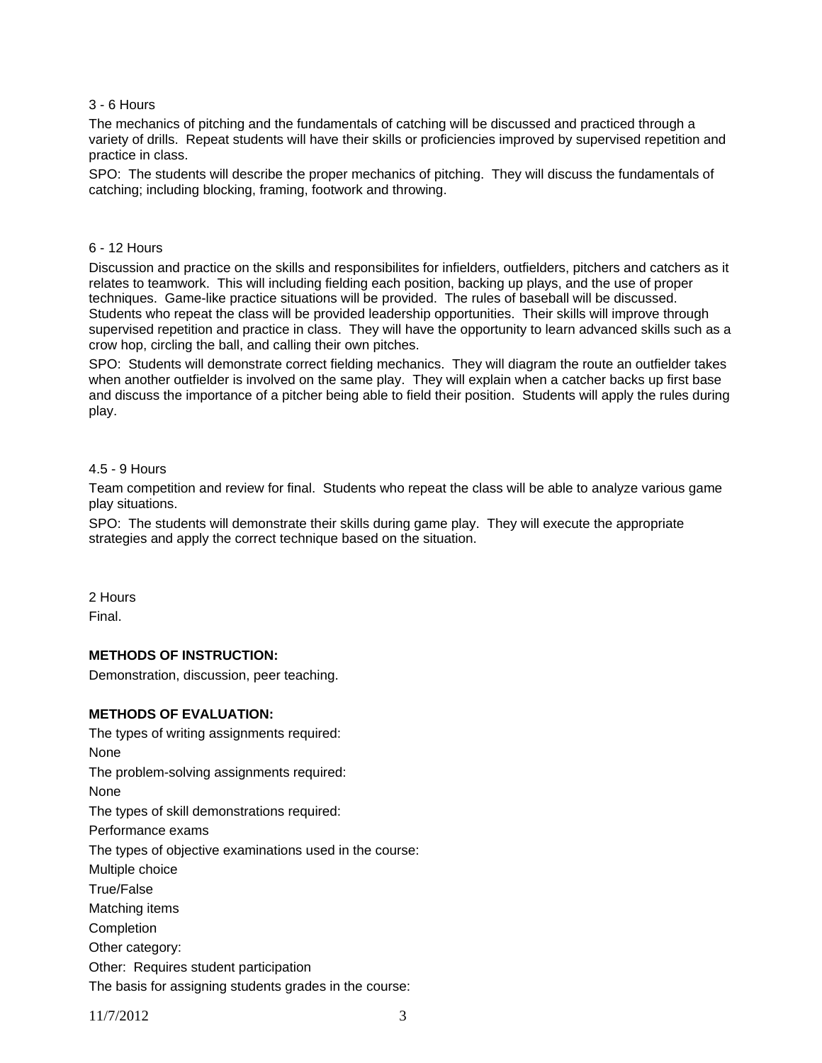3 - 6 Hours

The mechanics of pitching and the fundamentals of catching will be discussed and practiced through a variety of drills. Repeat students will have their skills or proficiencies improved by supervised repetition and practice in class.

SPO: The students will describe the proper mechanics of pitching. They will discuss the fundamentals of catching; including blocking, framing, footwork and throwing.

6 - 12 Hours

Discussion and practice on the skills and responsibilites for infielders, outfielders, pitchers and catchers as it relates to teamwork. This will including fielding each position, backing up plays, and the use of proper techniques. Game-like practice situations will be provided. The rules of baseball will be discussed. Students who repeat the class will be provided leadership opportunities. Their skills will improve through supervised repetition and practice in class. They will have the opportunity to learn advanced skills such as a crow hop, circling the ball, and calling their own pitches.

SPO: Students will demonstrate correct fielding mechanics. They will diagram the route an outfielder takes when another outfielder is involved on the same play. They will explain when a catcher backs up first base and discuss the importance of a pitcher being able to field their position. Students will apply the rules during play.

4.5 - 9 Hours

Team competition and review for final. Students who repeat the class will be able to analyze various game play situations.

SPO: The students will demonstrate their skills during game play. They will execute the appropriate strategies and apply the correct technique based on the situation.

2 Hours

Final.

**METHODS OF INSTRUCTION:**

Demonstration, discussion, peer teaching.

**METHODS OF EVALUATION:**

The types of writing assignments required:

None

The problem-solving assignments required:

None

The types of skill demonstrations required:

Performance exams

The types of objective examinations used in the course:

Multiple choice

True/False

Matching items

Completion

Other category:

Other: Requires student participation

The basis for assigning students grades in the course: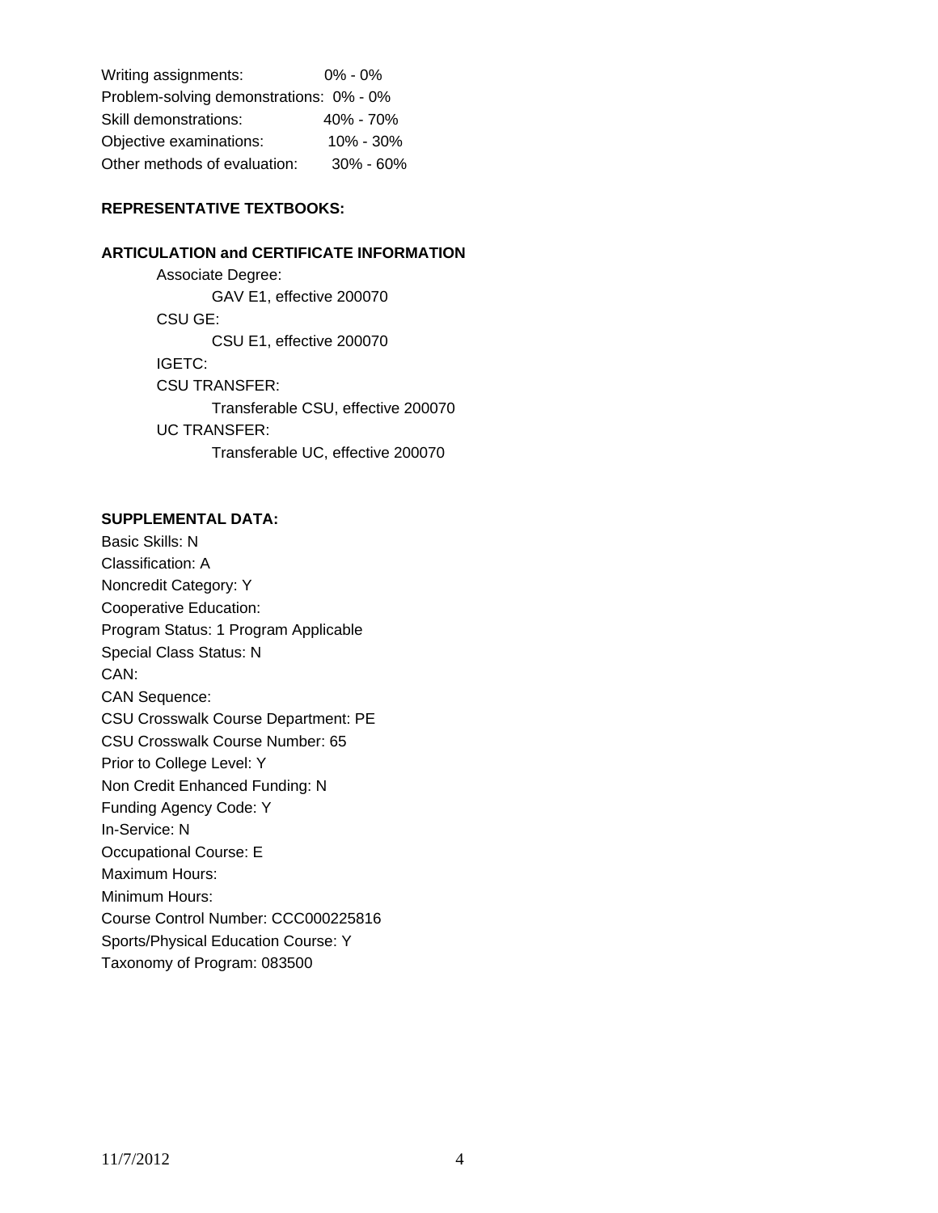Writing assignments: 0% - 0%
Problem-solving demonstrations: 0% - 0%
Skill demonstrations: 40% - 70%
Objective examinations: 10% - 30%
Other methods of evaluation: 30% - 60%

**REPRESENTATIVE TEXTBOOKS:**

**ARTICULATION and CERTIFICATE INFORMATION**

Associate Degree:
GAV E1, effective 200070
CSU GE:
CSU E1, effective 200070
IGETC:
CSU TRANSFER:
Transferable CSU, effective 200070
UC TRANSFER:
Transferable UC, effective 200070

**SUPPLEMENTAL DATA:**

Basic Skills: N
Classification: A
Noncredit Category: Y
Cooperative Education:
Program Status: 1 Program Applicable
Special Class Status: N
CAN:
CAN Sequence:
CSU Crosswalk Course Department: PE
CSU Crosswalk Course Number: 65
Prior to College Level: Y
Non Credit Enhanced Funding: N
Funding Agency Code: Y
In-Service: N
Occupational Course: E
Maximum Hours:
Minimum Hours:
Course Control Number: CCC000225816
Sports/Physical Education Course: Y
Taxonomy of Program: 083500